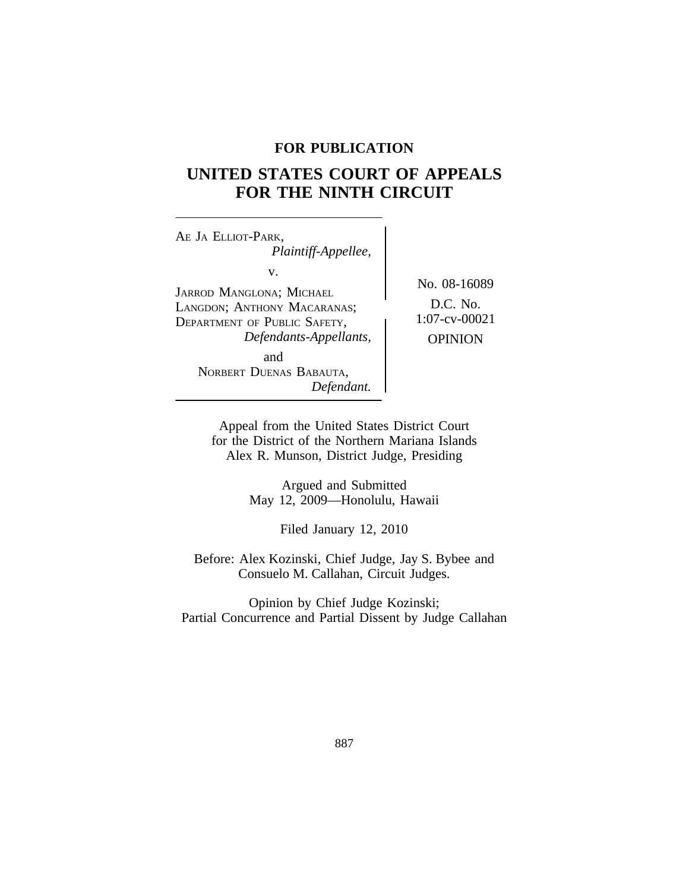**FOR PUBLICATION**

# UNITED STATES COURT OF APPEALS FOR THE NINTH CIRCUIT

AE JA ELLIOT-PARK,
*Plaintiff-Appellee,*

v.

JARROD MANGLONA; MICHAEL LANGDON; ANTHONY MACARANAS; DEPARTMENT OF PUBLIC SAFETY,
*Defendants-Appellants,*

and

NORBERT DUENAS BABAUTA,
*Defendant.*

No. 08-16089

D.C. No. 1:07-cv-00021

OPINION

Appeal from the United States District Court for the District of the Northern Mariana Islands
Alex R. Munson, District Judge, Presiding

Argued and Submitted
May 12, 2009—Honolulu, Hawaii

Filed January 12, 2010

Before: Alex Kozinski, Chief Judge, Jay S. Bybee and Consuelo M. Callahan, Circuit Judges.

Opinion by Chief Judge Kozinski;
Partial Concurrence and Partial Dissent by Judge Callahan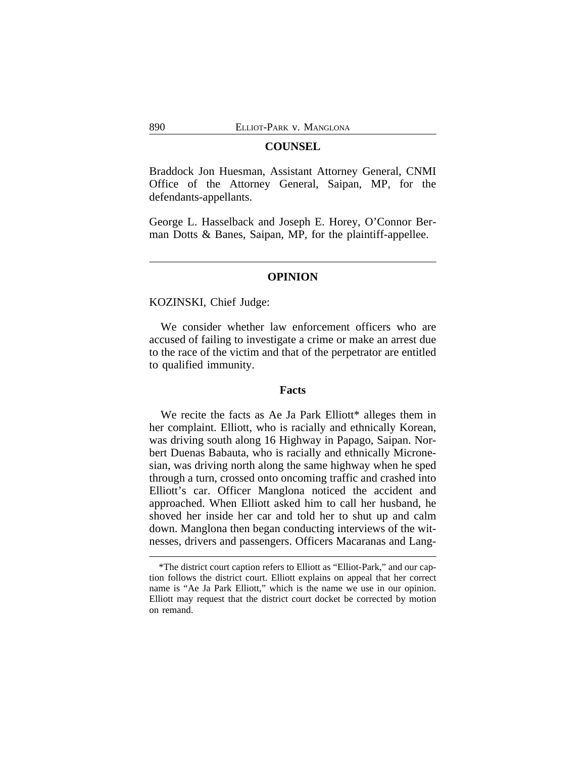## COUNSEL

Braddock Jon Huesman, Assistant Attorney General, CNMI Office of the Attorney General, Saipan, MP, for the defendants-appellants.

George L. Hasselback and Joseph E. Horey, O'Connor Berman Dotts & Banes, Saipan, MP, for the plaintiff-appellee.

---

## OPINION

KOZINSKI, Chief Judge:

We consider whether law enforcement officers who are accused of failing to investigate a crime or make an arrest due to the race of the victim and that of the perpetrator are entitled to qualified immunity.

### Facts

We recite the facts as Ae Ja Park Elliott* alleges them in her complaint. Elliott, who is racially and ethnically Korean, was driving south along 16 Highway in Papago, Saipan. Norbert Duenas Babauta, who is racially and ethnically Micronesian, was driving north along the same highway when he sped through a turn, crossed onto oncoming traffic and crashed into Elliott's car. Officer Manglona noticed the accident and approached. When Elliott asked him to call her husband, he shoved her inside her car and told her to shut up and calm down. Manglona then began conducting interviews of the witnesses, drivers and passengers. Officers Macaranas and Lang-

---

*The district court caption refers to Elliott as "Elliot-Park," and our caption follows the district court. Elliott explains on appeal that her correct name is "Ae Ja Park Elliott," which is the name we use in our opinion. Elliott may request that the district court docket be corrected by motion on remand.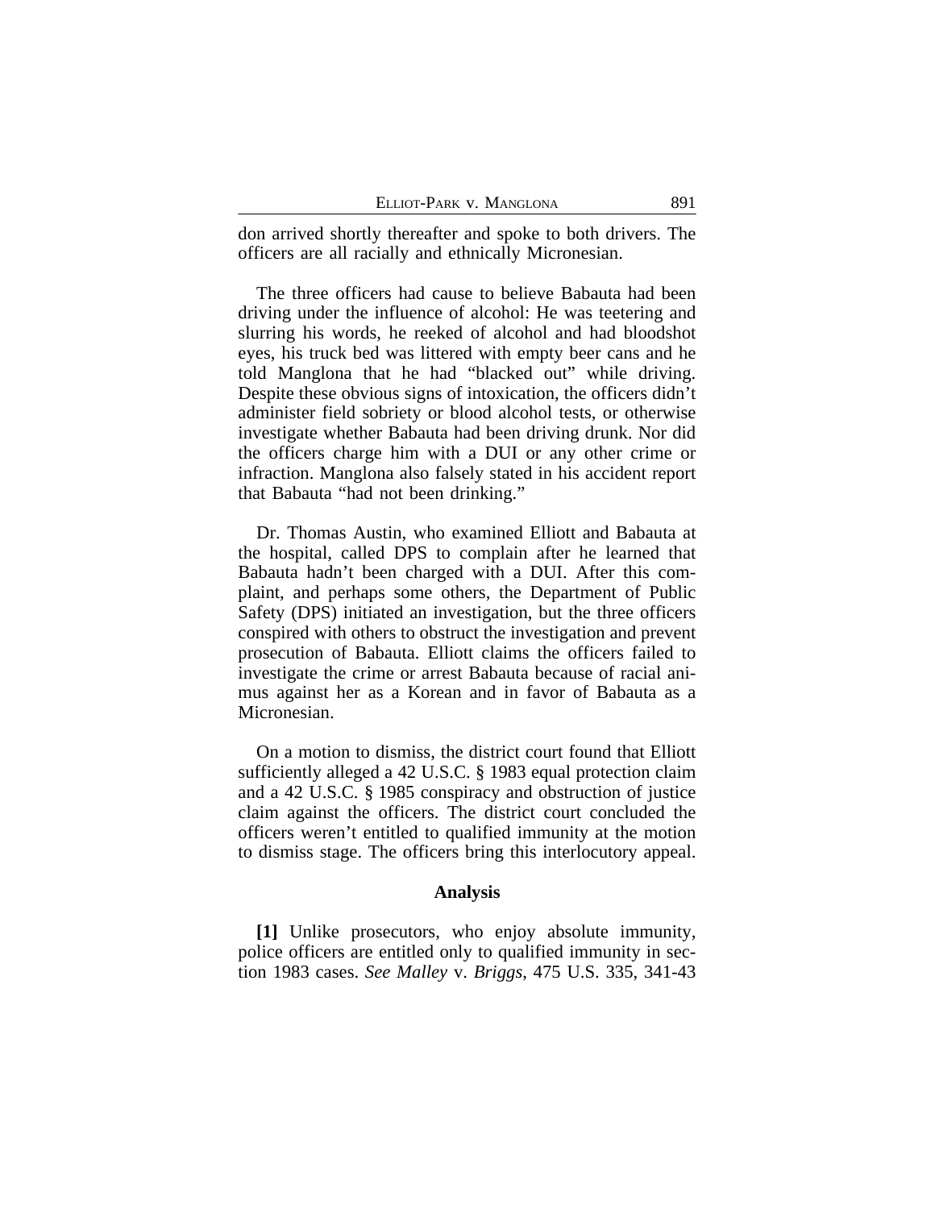don arrived shortly thereafter and spoke to both drivers. The officers are all racially and ethnically Micronesian.

The three officers had cause to believe Babauta had been driving under the influence of alcohol: He was teetering and slurring his words, he reeked of alcohol and had bloodshot eyes, his truck bed was littered with empty beer cans and he told Manglona that he had "blacked out" while driving. Despite these obvious signs of intoxication, the officers didn't administer field sobriety or blood alcohol tests, or otherwise investigate whether Babauta had been driving drunk. Nor did the officers charge him with a DUI or any other crime or infraction. Manglona also falsely stated in his accident report that Babauta "had not been drinking."

Dr. Thomas Austin, who examined Elliott and Babauta at the hospital, called DPS to complain after he learned that Babauta hadn't been charged with a DUI. After this complaint, and perhaps some others, the Department of Public Safety (DPS) initiated an investigation, but the three officers conspired with others to obstruct the investigation and prevent prosecution of Babauta. Elliott claims the officers failed to investigate the crime or arrest Babauta because of racial animus against her as a Korean and in favor of Babauta as a Micronesian.

On a motion to dismiss, the district court found that Elliott sufficiently alleged a 42 U.S.C. § 1983 equal protection claim and a 42 U.S.C. § 1985 conspiracy and obstruction of justice claim against the officers. The district court concluded the officers weren't entitled to qualified immunity at the motion to dismiss stage. The officers bring this interlocutory appeal.

## Analysis

**[1]** Unlike prosecutors, who enjoy absolute immunity, police officers are entitled only to qualified immunity in section 1983 cases. *See Malley* v. *Briggs*, 475 U.S. 335, 341-43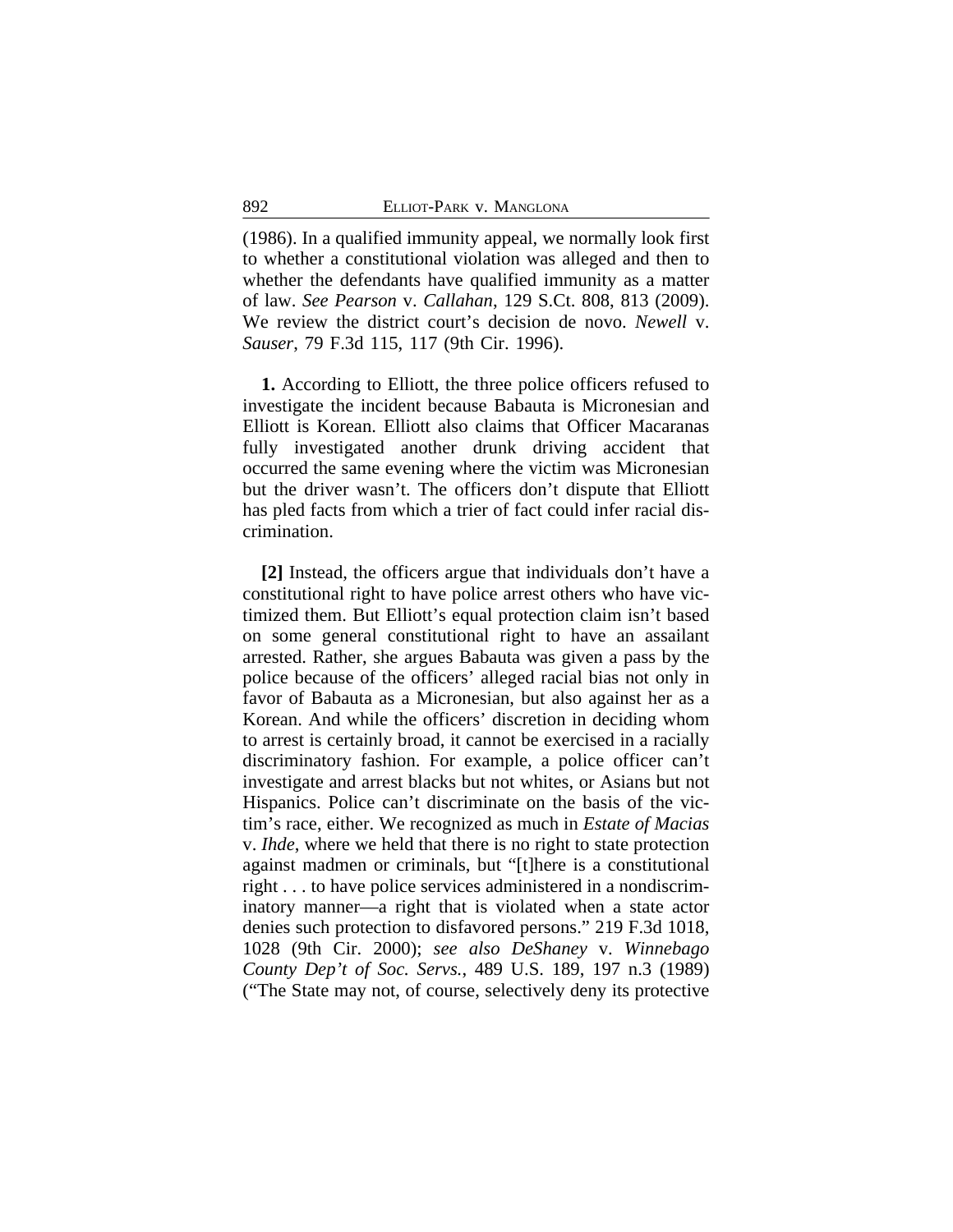(1986). In a qualified immunity appeal, we normally look first to whether a constitutional violation was alleged and then to whether the defendants have qualified immunity as a matter of law. *See Pearson* v. *Callahan*, 129 S.Ct. 808, 813 (2009). We review the district court's decision de novo. *Newell* v. *Sauser*, 79 F.3d 115, 117 (9th Cir. 1996).

**1.** According to Elliott, the three police officers refused to investigate the incident because Babauta is Micronesian and Elliott is Korean. Elliott also claims that Officer Macaranas fully investigated another drunk driving accident that occurred the same evening where the victim was Micronesian but the driver wasn't. The officers don't dispute that Elliott has pled facts from which a trier of fact could infer racial discrimination.

**[2]** Instead, the officers argue that individuals don't have a constitutional right to have police arrest others who have victimized them. But Elliott's equal protection claim isn't based on some general constitutional right to have an assailant arrested. Rather, she argues Babauta was given a pass by the police because of the officers' alleged racial bias not only in favor of Babauta as a Micronesian, but also against her as a Korean. And while the officers' discretion in deciding whom to arrest is certainly broad, it cannot be exercised in a racially discriminatory fashion. For example, a police officer can't investigate and arrest blacks but not whites, or Asians but not Hispanics. Police can't discriminate on the basis of the victim's race, either. We recognized as much in *Estate of Macias* v. *Ihde*, where we held that there is no right to state protection against madmen or criminals, but "[t]here is a constitutional right . . . to have police services administered in a nondiscriminatory manner—a right that is violated when a state actor denies such protection to disfavored persons." 219 F.3d 1018, 1028 (9th Cir. 2000); *see also DeShaney* v. *Winnebago County Dep't of Soc. Servs.*, 489 U.S. 189, 197 n.3 (1989) ("The State may not, of course, selectively deny its protective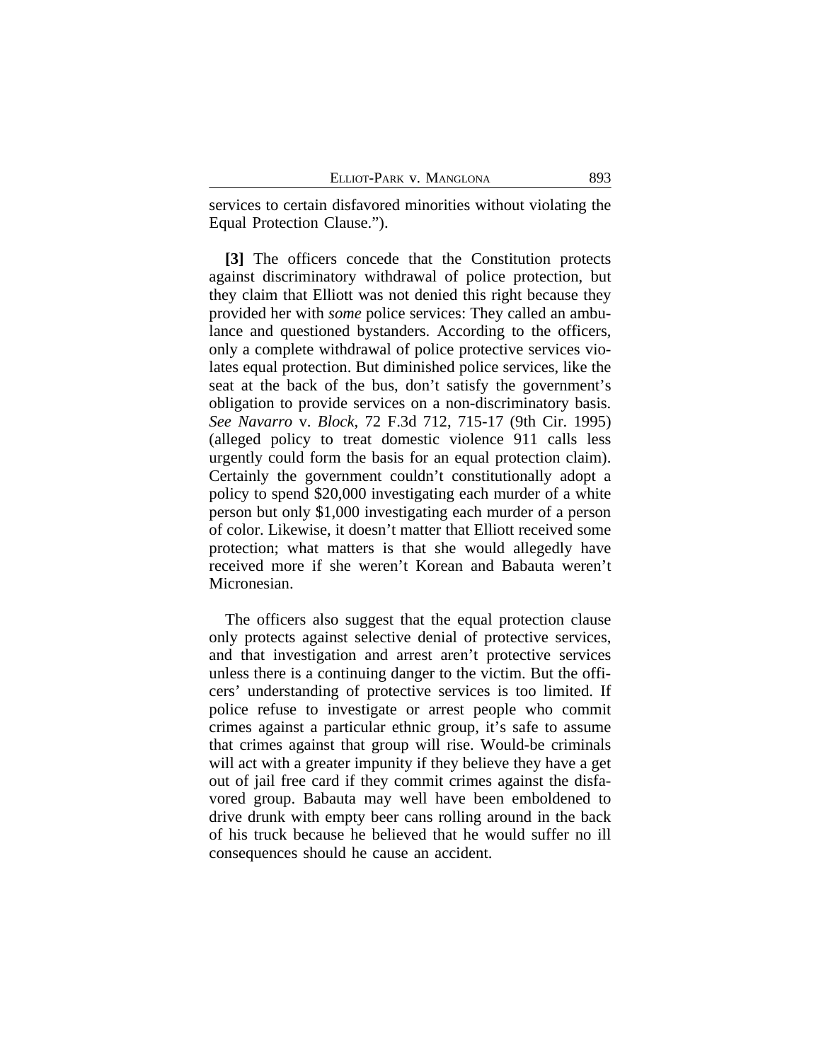services to certain disfavored minorities without violating the Equal Protection Clause.").

**[3]** The officers concede that the Constitution protects against discriminatory withdrawal of police protection, but they claim that Elliott was not denied this right because they provided her with *some* police services: They called an ambulance and questioned bystanders. According to the officers, only a complete withdrawal of police protective services violates equal protection. But diminished police services, like the seat at the back of the bus, don't satisfy the government's obligation to provide services on a non-discriminatory basis. *See Navarro* v. *Block*, 72 F.3d 712, 715-17 (9th Cir. 1995) (alleged policy to treat domestic violence 911 calls less urgently could form the basis for an equal protection claim). Certainly the government couldn't constitutionally adopt a policy to spend $20,000 investigating each murder of a white person but only $1,000 investigating each murder of a person of color. Likewise, it doesn't matter that Elliott received some protection; what matters is that she would allegedly have received more if she weren't Korean and Babauta weren't Micronesian.

The officers also suggest that the equal protection clause only protects against selective denial of protective services, and that investigation and arrest aren't protective services unless there is a continuing danger to the victim. But the officers' understanding of protective services is too limited. If police refuse to investigate or arrest people who commit crimes against a particular ethnic group, it's safe to assume that crimes against that group will rise. Would-be criminals will act with a greater impunity if they believe they have a get out of jail free card if they commit crimes against the disfavored group. Babauta may well have been emboldened to drive drunk with empty beer cans rolling around in the back of his truck because he believed that he would suffer no ill consequences should he cause an accident.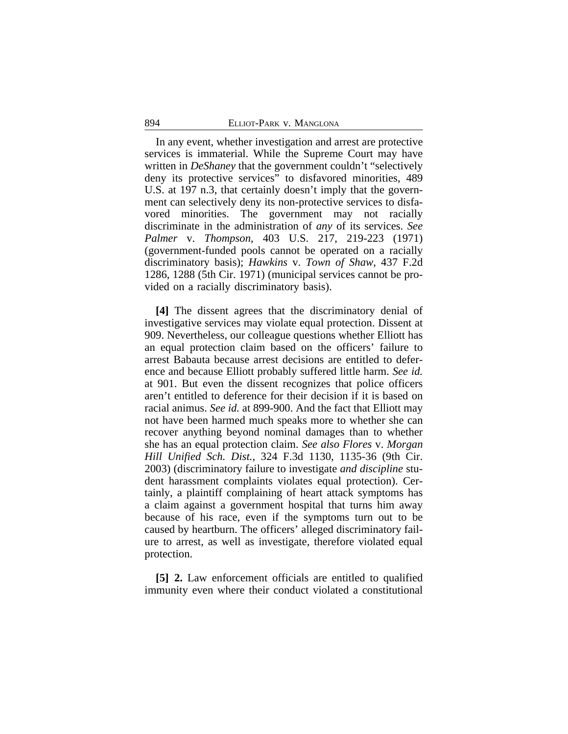In any event, whether investigation and arrest are protective services is immaterial. While the Supreme Court may have written in *DeShaney* that the government couldn't "selectively deny its protective services" to disfavored minorities, 489 U.S. at 197 n.3, that certainly doesn't imply that the government can selectively deny its non-protective services to disfavored minorities. The government may not racially discriminate in the administration of *any* of its services. *See Palmer* v. *Thompson*, 403 U.S. 217, 219-223 (1971) (government-funded pools cannot be operated on a racially discriminatory basis); *Hawkins* v. *Town of Shaw*, 437 F.2d 1286, 1288 (5th Cir. 1971) (municipal services cannot be provided on a racially discriminatory basis).

**[4]** The dissent agrees that the discriminatory denial of investigative services may violate equal protection. Dissent at 909. Nevertheless, our colleague questions whether Elliott has an equal protection claim based on the officers' failure to arrest Babauta because arrest decisions are entitled to deference and because Elliott probably suffered little harm. *See id.* at 901. But even the dissent recognizes that police officers aren't entitled to deference for their decision if it is based on racial animus. *See id.* at 899-900. And the fact that Elliott may not have been harmed much speaks more to whether she can recover anything beyond nominal damages than to whether she has an equal protection claim. *See also Flores* v. *Morgan Hill Unified Sch. Dist.*, 324 F.3d 1130, 1135-36 (9th Cir. 2003) (discriminatory failure to investigate *and discipline* student harassment complaints violates equal protection). Certainly, a plaintiff complaining of heart attack symptoms has a claim against a government hospital that turns him away because of his race, even if the symptoms turn out to be caused by heartburn. The officers' alleged discriminatory failure to arrest, as well as investigate, therefore violated equal protection.

**[5] 2.** Law enforcement officials are entitled to qualified immunity even where their conduct violated a constitutional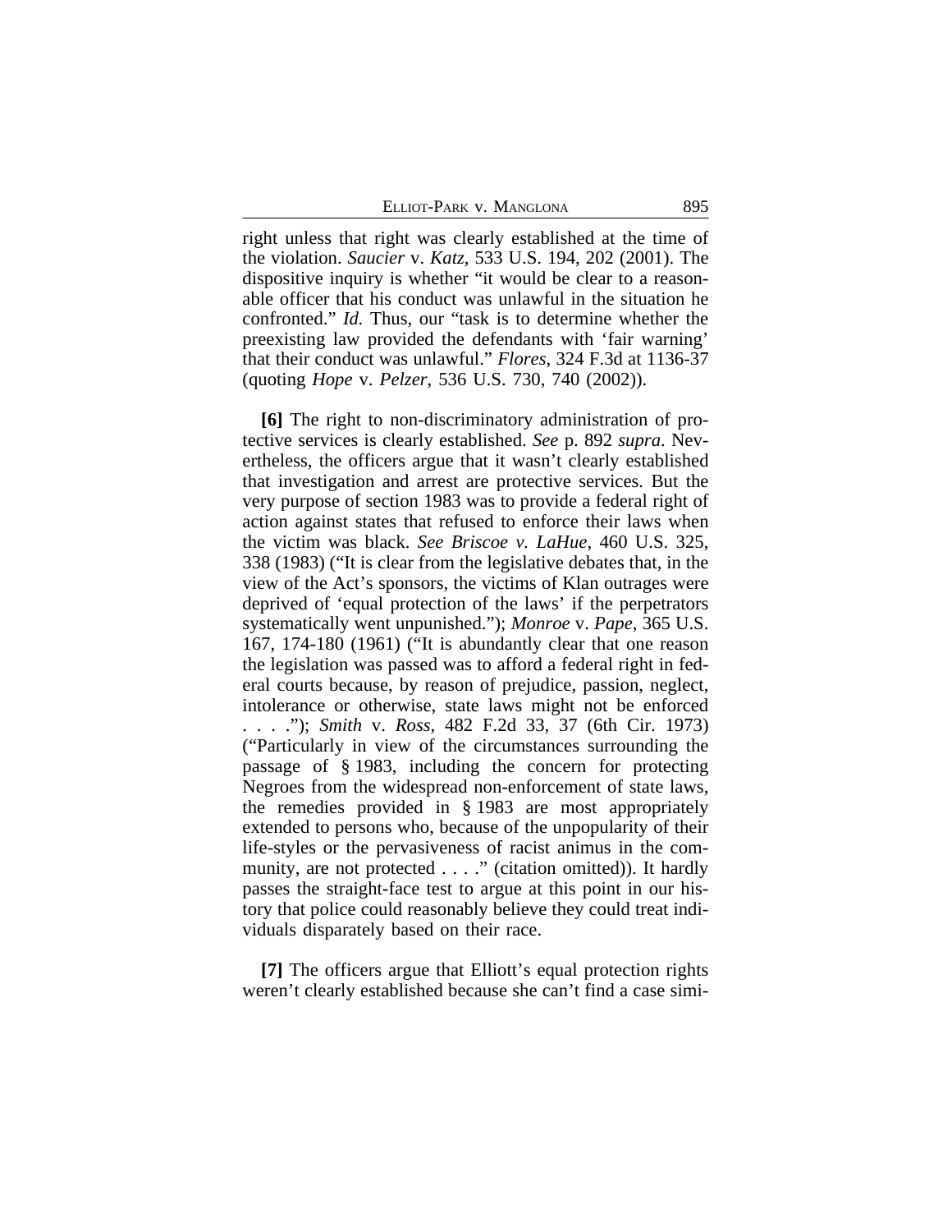right unless that right was clearly established at the time of the violation. *Saucier* v. *Katz*, 533 U.S. 194, 202 (2001). The dispositive inquiry is whether "it would be clear to a reasonable officer that his conduct was unlawful in the situation he confronted." *Id.* Thus, our "task is to determine whether the preexisting law provided the defendants with 'fair warning' that their conduct was unlawful." *Flores*, 324 F.3d at 1136-37 (quoting *Hope* v. *Pelzer*, 536 U.S. 730, 740 (2002)).

**[6]** The right to non-discriminatory administration of protective services is clearly established. *See* p. 892 *supra*. Nevertheless, the officers argue that it wasn't clearly established that investigation and arrest are protective services. But the very purpose of section 1983 was to provide a federal right of action against states that refused to enforce their laws when the victim was black. *See Briscoe v. LaHue*, 460 U.S. 325, 338 (1983) ("It is clear from the legislative debates that, in the view of the Act's sponsors, the victims of Klan outrages were deprived of 'equal protection of the laws' if the perpetrators systematically went unpunished."); *Monroe* v. *Pape*, 365 U.S. 167, 174-180 (1961) ("It is abundantly clear that one reason the legislation was passed was to afford a federal right in federal courts because, by reason of prejudice, passion, neglect, intolerance or otherwise, state laws might not be enforced . . . ."); *Smith* v. *Ross*, 482 F.2d 33, 37 (6th Cir. 1973) ("Particularly in view of the circumstances surrounding the passage of § 1983, including the concern for protecting Negroes from the widespread non-enforcement of state laws, the remedies provided in § 1983 are most appropriately extended to persons who, because of the unpopularity of their life-styles or the pervasiveness of racist animus in the community, are not protected . . . ." (citation omitted)). It hardly passes the straight-face test to argue at this point in our history that police could reasonably believe they could treat individuals disparately based on their race.

**[7]** The officers argue that Elliott's equal protection rights weren't clearly established because she can't find a case simi-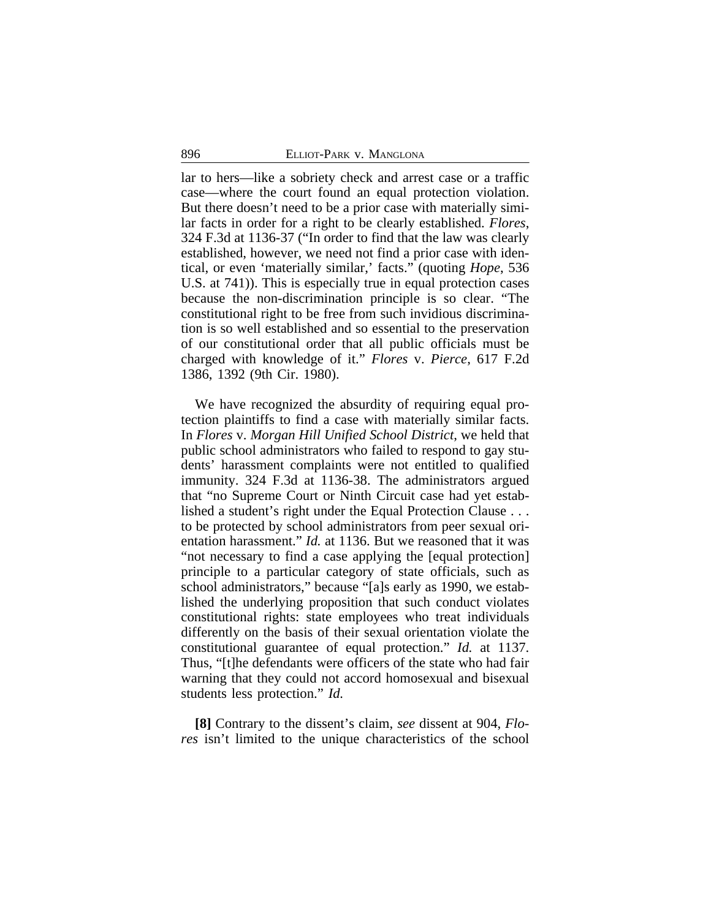lar to hers—like a sobriety check and arrest case or a traffic case—where the court found an equal protection violation. But there doesn't need to be a prior case with materially similar facts in order for a right to be clearly established. *Flores*, 324 F.3d at 1136-37 ("In order to find that the law was clearly established, however, we need not find a prior case with identical, or even 'materially similar,' facts." (quoting *Hope*, 536 U.S. at 741)). This is especially true in equal protection cases because the non-discrimination principle is so clear. "The constitutional right to be free from such invidious discrimination is so well established and so essential to the preservation of our constitutional order that all public officials must be charged with knowledge of it." *Flores* v. *Pierce*, 617 F.2d 1386, 1392 (9th Cir. 1980).

We have recognized the absurdity of requiring equal protection plaintiffs to find a case with materially similar facts. In *Flores* v. *Morgan Hill Unified School District*, we held that public school administrators who failed to respond to gay students' harassment complaints were not entitled to qualified immunity. 324 F.3d at 1136-38. The administrators argued that "no Supreme Court or Ninth Circuit case had yet established a student's right under the Equal Protection Clause . . . to be protected by school administrators from peer sexual orientation harassment." *Id.* at 1136. But we reasoned that it was "not necessary to find a case applying the [equal protection] principle to a particular category of state officials, such as school administrators," because "[a]s early as 1990, we established the underlying proposition that such conduct violates constitutional rights: state employees who treat individuals differently on the basis of their sexual orientation violate the constitutional guarantee of equal protection." *Id.* at 1137. Thus, "[t]he defendants were officers of the state who had fair warning that they could not accord homosexual and bisexual students less protection." *Id.*

**[8]** Contrary to the dissent's claim, *see* dissent at 904, *Flores* isn't limited to the unique characteristics of the school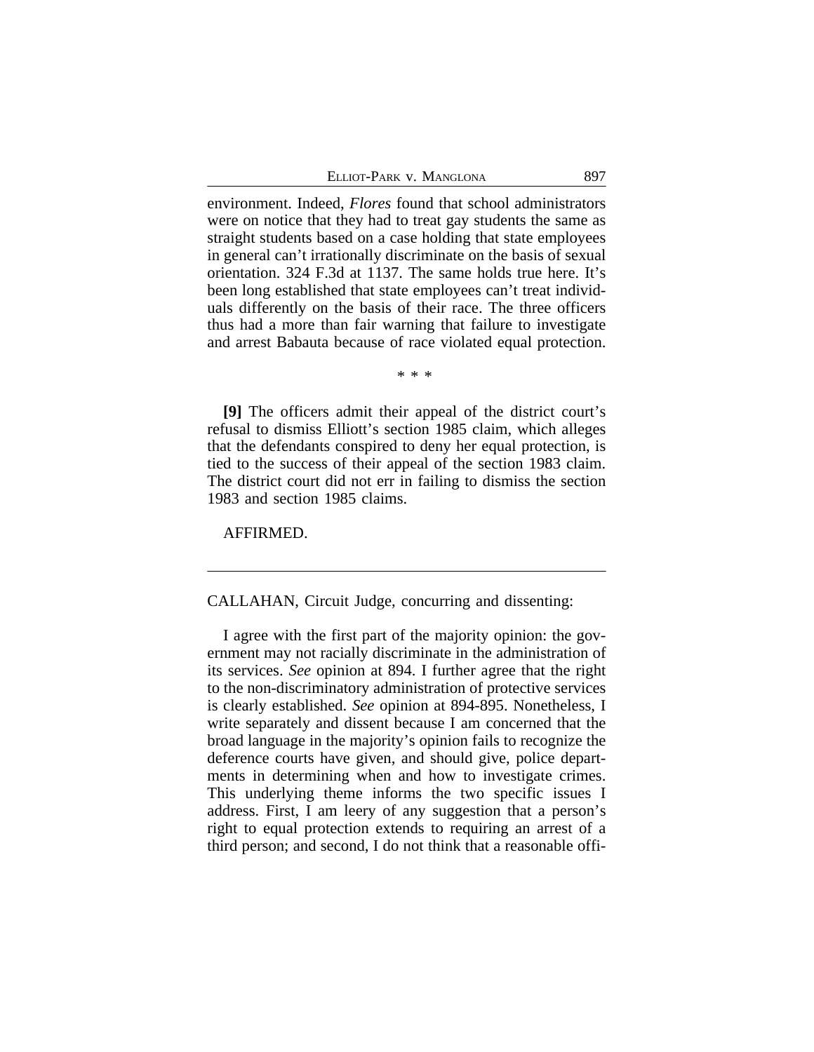environment. Indeed, *Flores* found that school administrators were on notice that they had to treat gay students the same as straight students based on a case holding that state employees in general can't irrationally discriminate on the basis of sexual orientation. 324 F.3d at 1137. The same holds true here. It's been long established that state employees can't treat individuals differently on the basis of their race. The three officers thus had a more than fair warning that failure to investigate and arrest Babauta because of race violated equal protection.

\* \* \*

**[9]** The officers admit their appeal of the district court's refusal to dismiss Elliott's section 1985 claim, which alleges that the defendants conspired to deny her equal protection, is tied to the success of their appeal of the section 1983 claim. The district court did not err in failing to dismiss the section 1983 and section 1985 claims.

AFFIRMED.

---

CALLAHAN, Circuit Judge, concurring and dissenting:

I agree with the first part of the majority opinion: the government may not racially discriminate in the administration of its services. *See* opinion at 894. I further agree that the right to the non-discriminatory administration of protective services is clearly established. *See* opinion at 894-895. Nonetheless, I write separately and dissent because I am concerned that the broad language in the majority's opinion fails to recognize the deference courts have given, and should give, police departments in determining when and how to investigate crimes. This underlying theme informs the two specific issues I address. First, I am leery of any suggestion that a person's right to equal protection extends to requiring an arrest of a third person; and second, I do not think that a reasonable offi-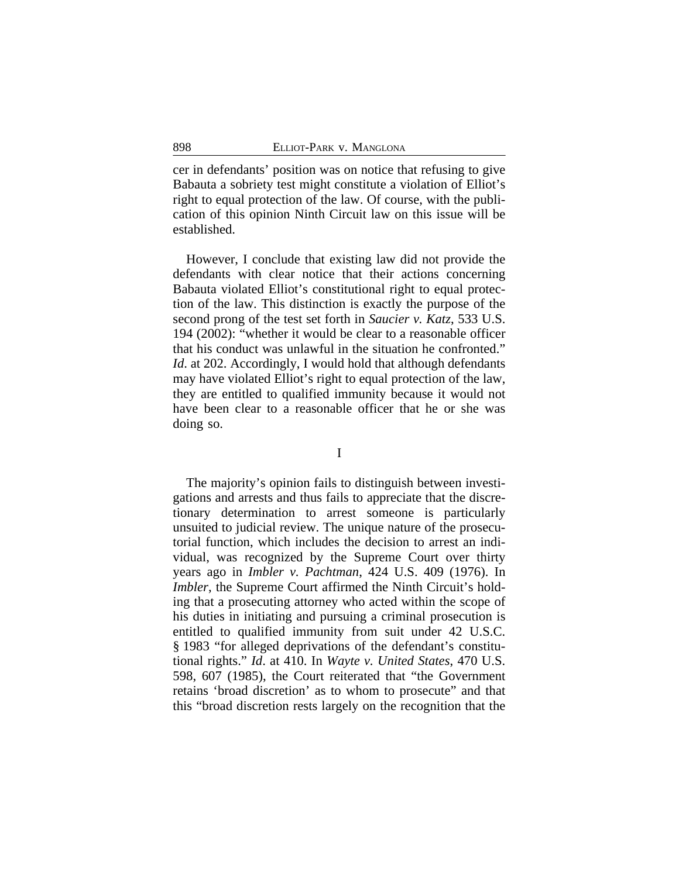cer in defendants' position was on notice that refusing to give Babauta a sobriety test might constitute a violation of Elliot's right to equal protection of the law. Of course, with the publication of this opinion Ninth Circuit law on this issue will be established.

However, I conclude that existing law did not provide the defendants with clear notice that their actions concerning Babauta violated Elliot's constitutional right to equal protection of the law. This distinction is exactly the purpose of the second prong of the test set forth in *Saucier v. Katz*, 533 U.S. 194 (2002): "whether it would be clear to a reasonable officer that his conduct was unlawful in the situation he confronted." *Id*. at 202. Accordingly, I would hold that although defendants may have violated Elliot's right to equal protection of the law, they are entitled to qualified immunity because it would not have been clear to a reasonable officer that he or she was doing so.

I

The majority's opinion fails to distinguish between investigations and arrests and thus fails to appreciate that the discretionary determination to arrest someone is particularly unsuited to judicial review. The unique nature of the prosecutorial function, which includes the decision to arrest an individual, was recognized by the Supreme Court over thirty years ago in *Imbler v. Pachtman*, 424 U.S. 409 (1976). In *Imbler*, the Supreme Court affirmed the Ninth Circuit's holding that a prosecuting attorney who acted within the scope of his duties in initiating and pursuing a criminal prosecution is entitled to qualified immunity from suit under 42 U.S.C. § 1983 "for alleged deprivations of the defendant's constitutional rights." *Id*. at 410. In *Wayte v. United States*, 470 U.S. 598, 607 (1985), the Court reiterated that "the Government retains 'broad discretion' as to whom to prosecute" and that this "broad discretion rests largely on the recognition that the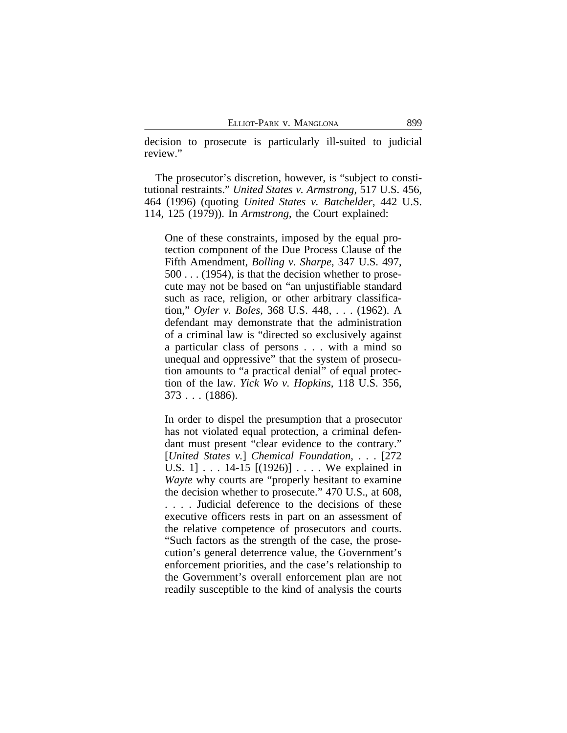decision to prosecute is particularly ill-suited to judicial review."

The prosecutor's discretion, however, is "subject to constitutional restraints." *United States v. Armstrong*, 517 U.S. 456, 464 (1996) (quoting *United States v. Batchelder*, 442 U.S. 114, 125 (1979)). In *Armstrong*, the Court explained:

> One of these constraints, imposed by the equal protection component of the Due Process Clause of the Fifth Amendment, *Bolling v. Sharpe*, 347 U.S. 497, 500 . . . (1954), is that the decision whether to prosecute may not be based on "an unjustifiable standard such as race, religion, or other arbitrary classification," *Oyler v. Boles*, 368 U.S. 448, . . . (1962). A defendant may demonstrate that the administration of a criminal law is "directed so exclusively against a particular class of persons . . . with a mind so unequal and oppressive" that the system of prosecution amounts to "a practical denial" of equal protection of the law. *Yick Wo v. Hopkins*, 118 U.S. 356, 373 . . . (1886).
>
> In order to dispel the presumption that a prosecutor has not violated equal protection, a criminal defendant must present "clear evidence to the contrary." [*United States v.*] *Chemical Foundation*, . . . [272 U.S. 1] . . . 14-15 [(1926)] . . . . We explained in *Wayte* why courts are "properly hesitant to examine the decision whether to prosecute." 470 U.S., at 608, . . . . Judicial deference to the decisions of these executive officers rests in part on an assessment of the relative competence of prosecutors and courts. "Such factors as the strength of the case, the prosecution's general deterrence value, the Government's enforcement priorities, and the case's relationship to the Government's overall enforcement plan are not readily susceptible to the kind of analysis the courts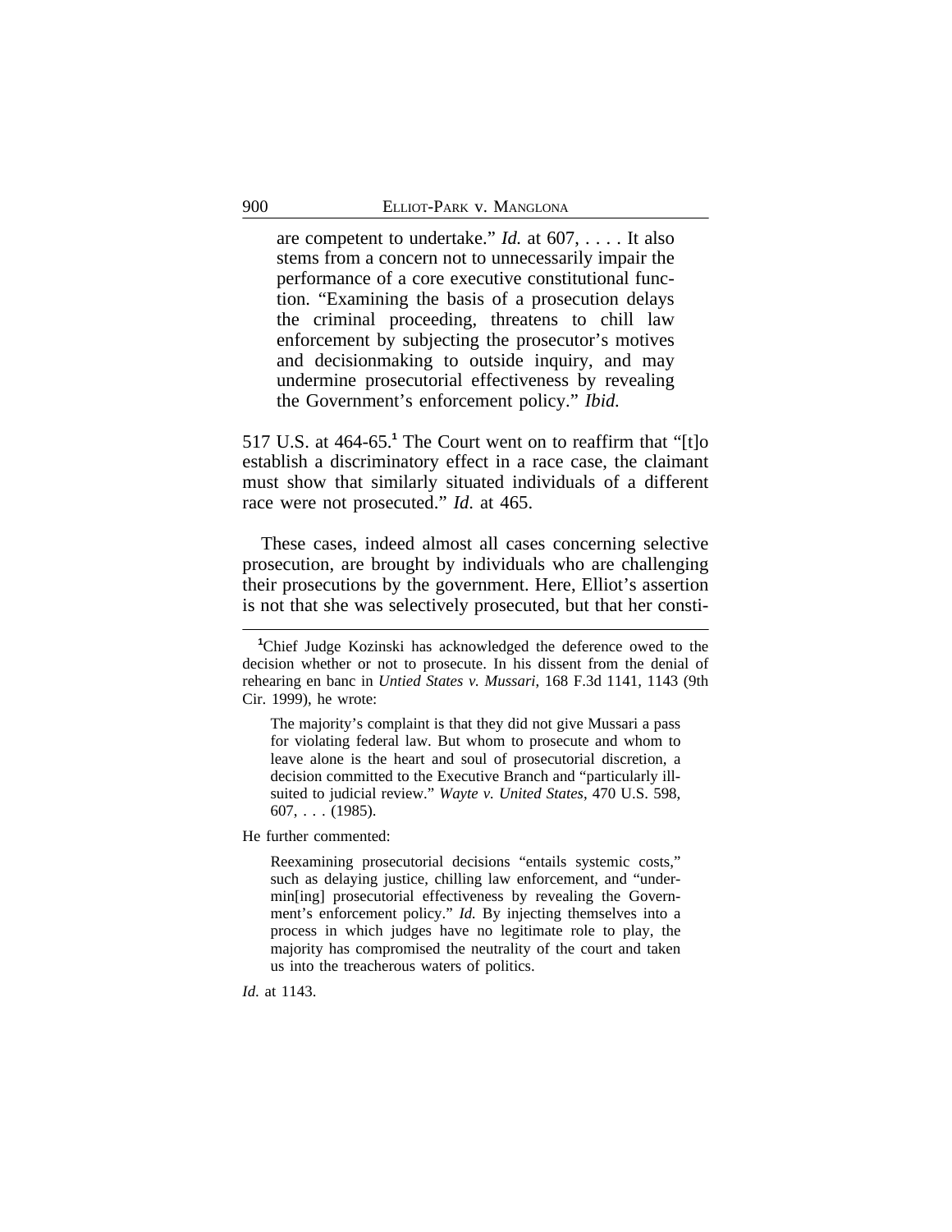> are competent to undertake." *Id.* at 607, . . . . It also stems from a concern not to unnecessarily impair the performance of a core executive constitutional function. "Examining the basis of a prosecution delays the criminal proceeding, threatens to chill law enforcement by subjecting the prosecutor's motives and decisionmaking to outside inquiry, and may undermine prosecutorial effectiveness by revealing the Government's enforcement policy." *Ibid.*

517 U.S. at 464-65.[1] The Court went on to reaffirm that "[t]o establish a discriminatory effect in a race case, the claimant must show that similarly situated individuals of a different race were not prosecuted." *Id*. at 465.

These cases, indeed almost all cases concerning selective prosecution, are brought by individuals who are challenging their prosecutions by the government. Here, Elliot's assertion is not that she was selectively prosecuted, but that her consti-

---

[1]Chief Judge Kozinski has acknowledged the deference owed to the decision whether or not to prosecute. In his dissent from the denial of rehearing en banc in *Untied States v. Mussari*, 168 F.3d 1141, 1143 (9th Cir. 1999), he wrote:

> The majority's complaint is that they did not give Mussari a pass for violating federal law. But whom to prosecute and whom to leave alone is the heart and soul of prosecutorial discretion, a decision committed to the Executive Branch and "particularly ill-suited to judicial review." *Wayte v. United States*, 470 U.S. 598, 607, . . . (1985).

He further commented:

> Reexamining prosecutorial decisions "entails systemic costs," such as delaying justice, chilling law enforcement, and "undermin[ing] prosecutorial effectiveness by revealing the Government's enforcement policy." *Id.* By injecting themselves into a process in which judges have no legitimate role to play, the majority has compromised the neutrality of the court and taken us into the treacherous waters of politics.

*Id.* at 1143.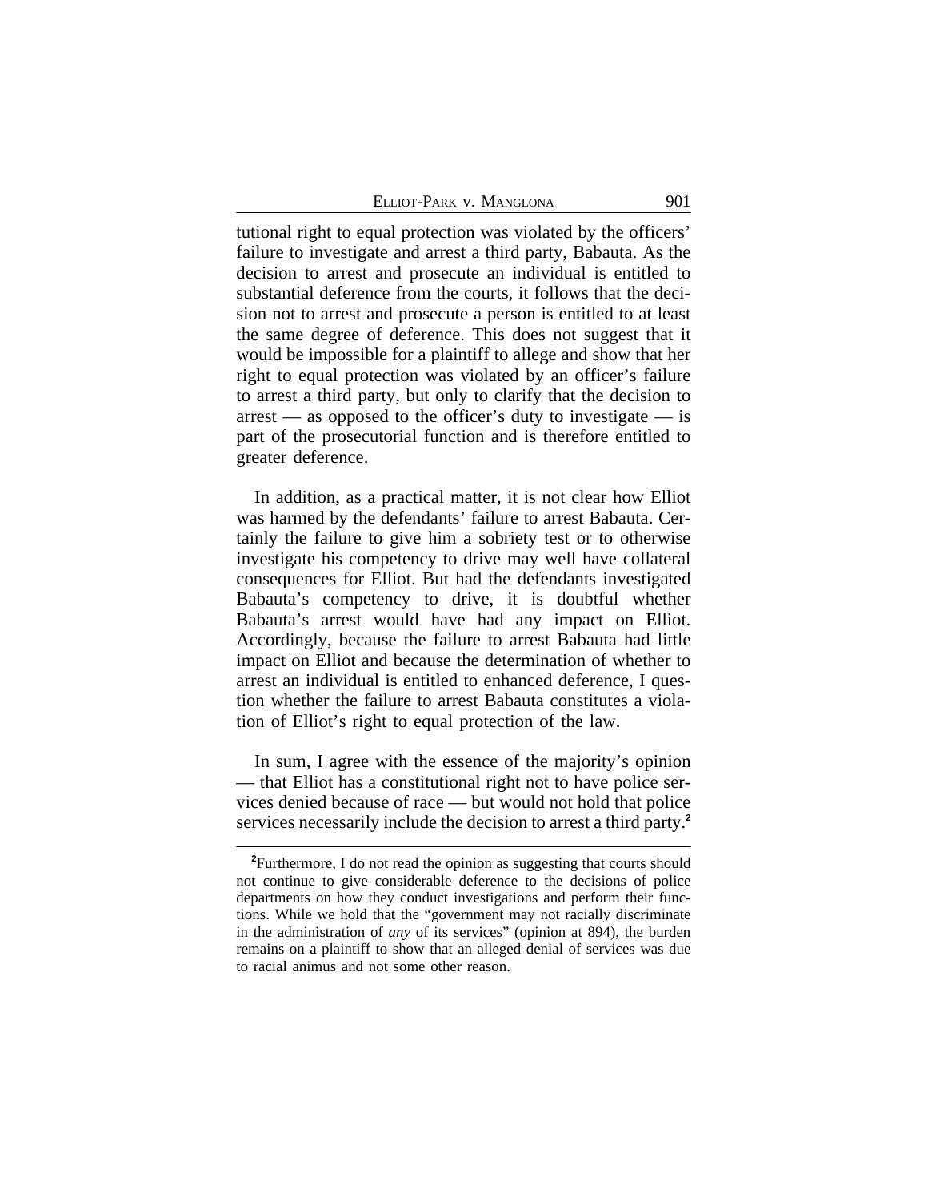tutional right to equal protection was violated by the officers' failure to investigate and arrest a third party, Babauta. As the decision to arrest and prosecute an individual is entitled to substantial deference from the courts, it follows that the decision not to arrest and prosecute a person is entitled to at least the same degree of deference. This does not suggest that it would be impossible for a plaintiff to allege and show that her right to equal protection was violated by an officer's failure to arrest a third party, but only to clarify that the decision to arrest — as opposed to the officer's duty to investigate — is part of the prosecutorial function and is therefore entitled to greater deference.

In addition, as a practical matter, it is not clear how Elliot was harmed by the defendants' failure to arrest Babauta. Certainly the failure to give him a sobriety test or to otherwise investigate his competency to drive may well have collateral consequences for Elliot. But had the defendants investigated Babauta's competency to drive, it is doubtful whether Babauta's arrest would have had any impact on Elliot. Accordingly, because the failure to arrest Babauta had little impact on Elliot and because the determination of whether to arrest an individual is entitled to enhanced deference, I question whether the failure to arrest Babauta constitutes a violation of Elliot's right to equal protection of the law.

In sum, I agree with the essence of the majority's opinion — that Elliot has a constitutional right not to have police services denied because of race — but would not hold that police services necessarily include the decision to arrest a third party.[2]

[2]Furthermore, I do not read the opinion as suggesting that courts should not continue to give considerable deference to the decisions of police departments on how they conduct investigations and perform their functions. While we hold that the "government may not racially discriminate in the administration of *any* of its services" (opinion at 894), the burden remains on a plaintiff to show that an alleged denial of services was due to racial animus and not some other reason.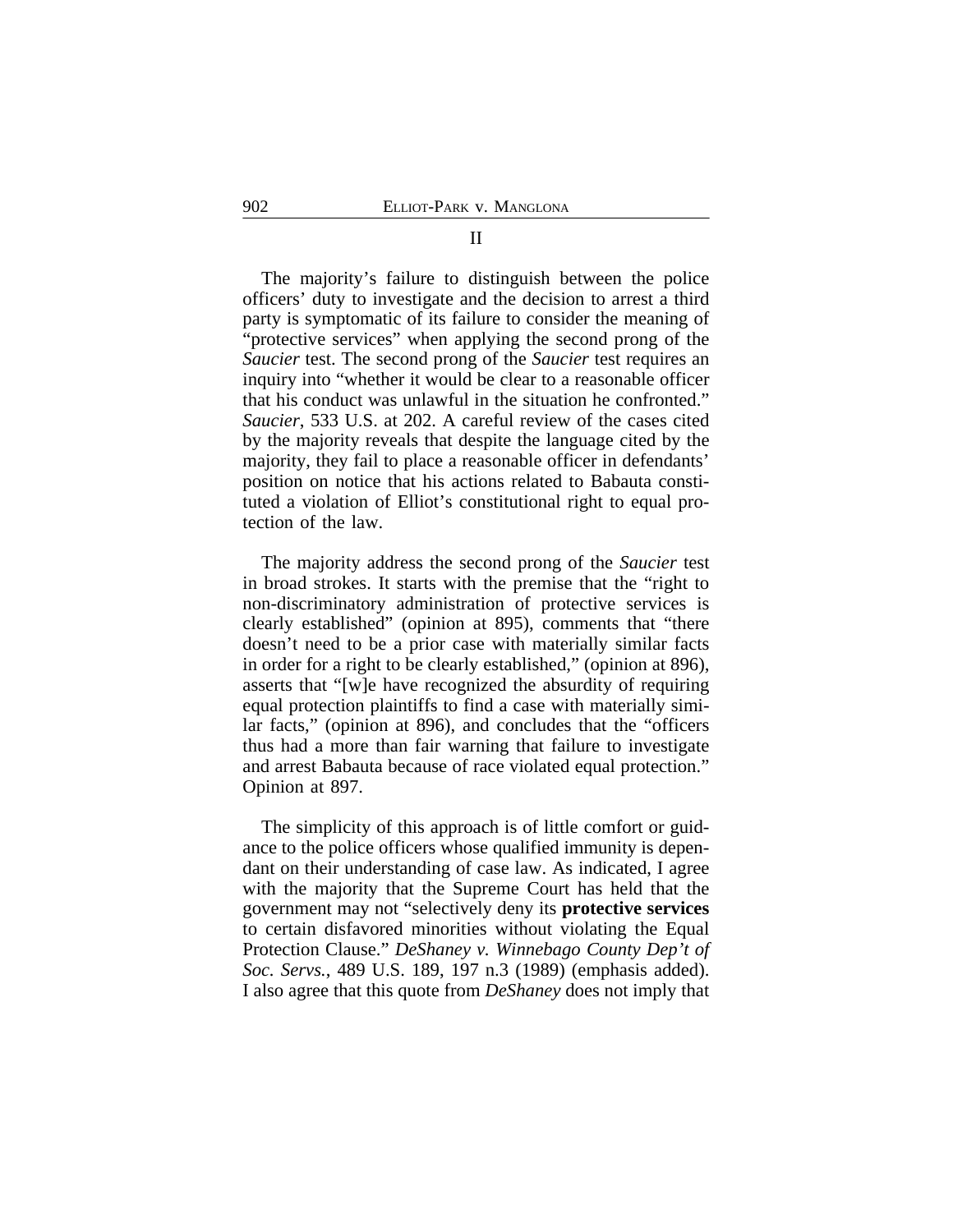## II

The majority's failure to distinguish between the police officers' duty to investigate and the decision to arrest a third party is symptomatic of its failure to consider the meaning of "protective services" when applying the second prong of the *Saucier* test. The second prong of the *Saucier* test requires an inquiry into "whether it would be clear to a reasonable officer that his conduct was unlawful in the situation he confronted." *Saucier*, 533 U.S. at 202. A careful review of the cases cited by the majority reveals that despite the language cited by the majority, they fail to place a reasonable officer in defendants' position on notice that his actions related to Babauta constituted a violation of Elliot's constitutional right to equal protection of the law.

The majority address the second prong of the *Saucier* test in broad strokes. It starts with the premise that the "right to non-discriminatory administration of protective services is clearly established" (opinion at 895), comments that "there doesn't need to be a prior case with materially similar facts in order for a right to be clearly established," (opinion at 896), asserts that "[w]e have recognized the absurdity of requiring equal protection plaintiffs to find a case with materially similar facts," (opinion at 896), and concludes that the "officers thus had a more than fair warning that failure to investigate and arrest Babauta because of race violated equal protection." Opinion at 897.

The simplicity of this approach is of little comfort or guidance to the police officers whose qualified immunity is dependant on their understanding of case law. As indicated, I agree with the majority that the Supreme Court has held that the government may not "selectively deny its **protective services** to certain disfavored minorities without violating the Equal Protection Clause." *DeShaney v. Winnebago County Dep't of Soc. Servs.*, 489 U.S. 189, 197 n.3 (1989) (emphasis added). I also agree that this quote from *DeShaney* does not imply that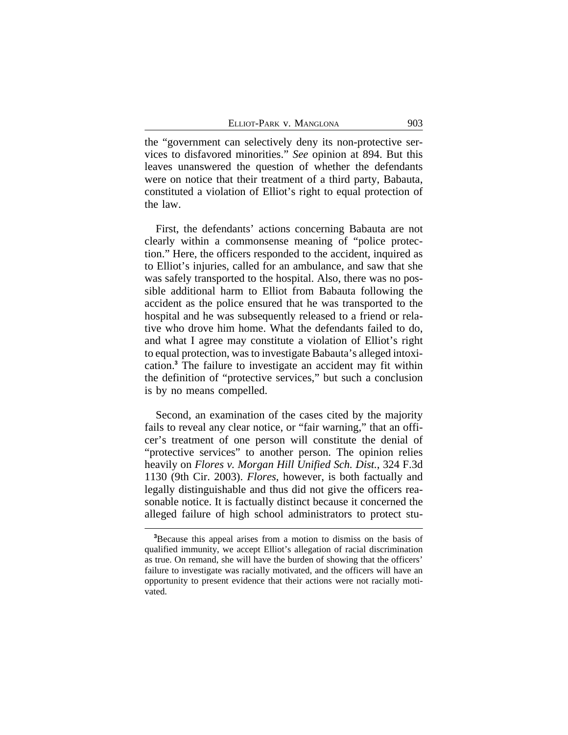the "government can selectively deny its non-protective services to disfavored minorities." *See* opinion at 894. But this leaves unanswered the question of whether the defendants were on notice that their treatment of a third party, Babauta, constituted a violation of Elliot's right to equal protection of the law.

First, the defendants' actions concerning Babauta are not clearly within a commonsense meaning of "police protection." Here, the officers responded to the accident, inquired as to Elliot's injuries, called for an ambulance, and saw that she was safely transported to the hospital. Also, there was no possible additional harm to Elliot from Babauta following the accident as the police ensured that he was transported to the hospital and he was subsequently released to a friend or relative who drove him home. What the defendants failed to do, and what I agree may constitute a violation of Elliot's right to equal protection, was to investigate Babauta's alleged intoxication.[3] The failure to investigate an accident may fit within the definition of "protective services," but such a conclusion is by no means compelled.

Second, an examination of the cases cited by the majority fails to reveal any clear notice, or "fair warning," that an officer's treatment of one person will constitute the denial of "protective services" to another person. The opinion relies heavily on *Flores v. Morgan Hill Unified Sch. Dist.*, 324 F.3d 1130 (9th Cir. 2003). *Flores*, however, is both factually and legally distinguishable and thus did not give the officers reasonable notice. It is factually distinct because it concerned the alleged failure of high school administrators to protect stu-

[3]Because this appeal arises from a motion to dismiss on the basis of qualified immunity, we accept Elliot's allegation of racial discrimination as true. On remand, she will have the burden of showing that the officers' failure to investigate was racially motivated, and the officers will have an opportunity to present evidence that their actions were not racially motivated.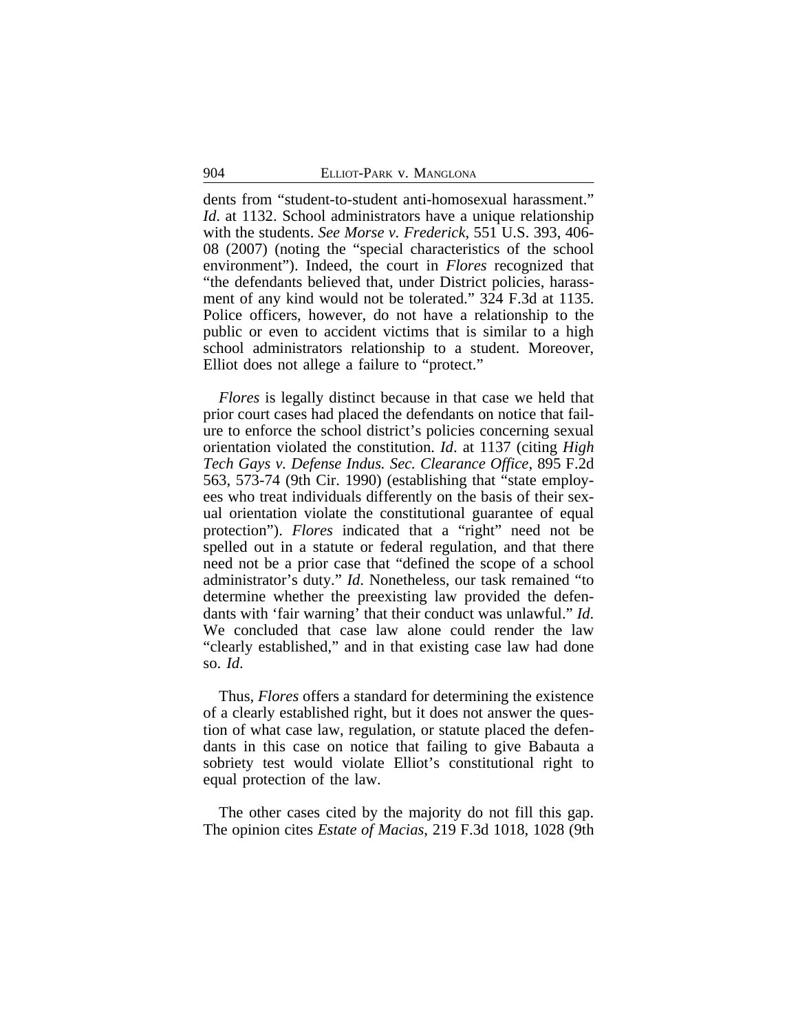dents from "student-to-student anti-homosexual harassment." *Id*. at 1132. School administrators have a unique relationship with the students. *See Morse v. Frederick*, 551 U.S. 393, 406-08 (2007) (noting the "special characteristics of the school environment"). Indeed, the court in *Flores* recognized that "the defendants believed that, under District policies, harassment of any kind would not be tolerated." 324 F.3d at 1135. Police officers, however, do not have a relationship to the public or even to accident victims that is similar to a high school administrators relationship to a student. Moreover, Elliot does not allege a failure to "protect."

*Flores* is legally distinct because in that case we held that prior court cases had placed the defendants on notice that failure to enforce the school district's policies concerning sexual orientation violated the constitution. *Id*. at 1137 (citing *High Tech Gays v. Defense Indus. Sec. Clearance Office*, 895 F.2d 563, 573-74 (9th Cir. 1990) (establishing that "state employees who treat individuals differently on the basis of their sexual orientation violate the constitutional guarantee of equal protection"). *Flores* indicated that a "right" need not be spelled out in a statute or federal regulation, and that there need not be a prior case that "defined the scope of a school administrator's duty." *Id*. Nonetheless, our task remained "to determine whether the preexisting law provided the defendants with 'fair warning' that their conduct was unlawful." *Id*. We concluded that case law alone could render the law "clearly established," and in that existing case law had done so. *Id*.

Thus, *Flores* offers a standard for determining the existence of a clearly established right, but it does not answer the question of what case law, regulation, or statute placed the defendants in this case on notice that failing to give Babauta a sobriety test would violate Elliot's constitutional right to equal protection of the law.

The other cases cited by the majority do not fill this gap. The opinion cites *Estate of Macias*, 219 F.3d 1018, 1028 (9th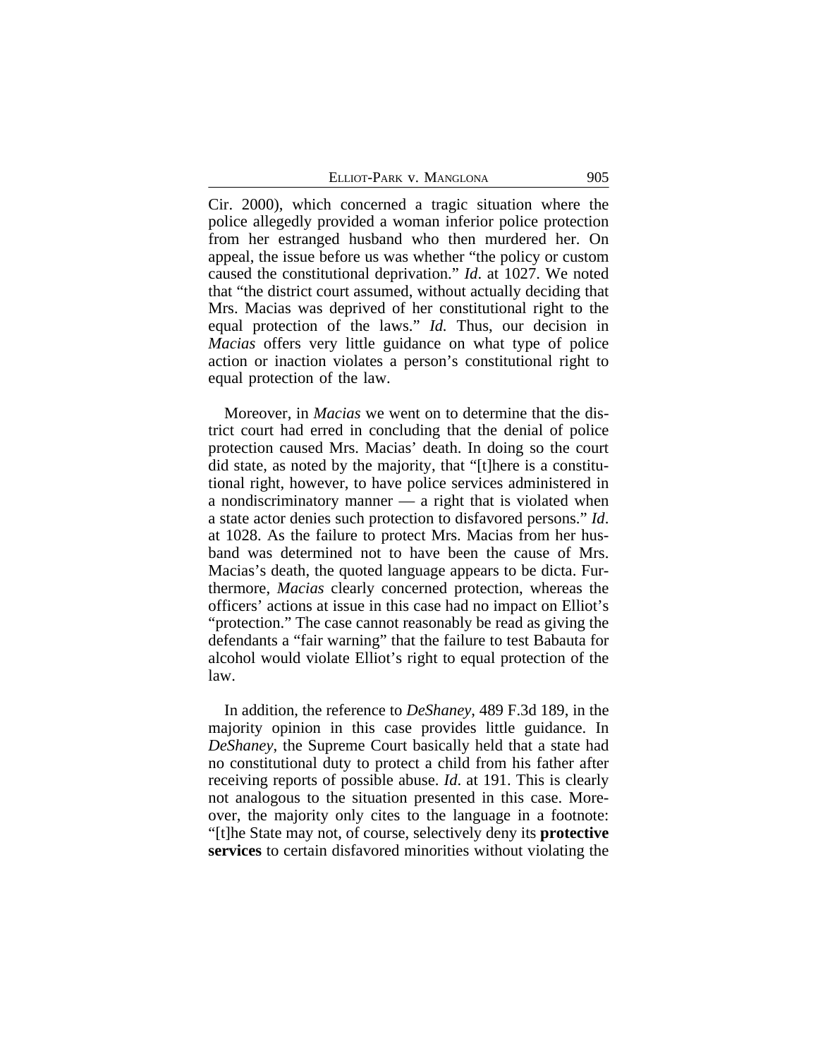Cir. 2000), which concerned a tragic situation where the police allegedly provided a woman inferior police protection from her estranged husband who then murdered her. On appeal, the issue before us was whether "the policy or custom caused the constitutional deprivation." *Id*. at 1027. We noted that "the district court assumed, without actually deciding that Mrs. Macias was deprived of her constitutional right to the equal protection of the laws." *Id.* Thus, our decision in *Macias* offers very little guidance on what type of police action or inaction violates a person's constitutional right to equal protection of the law.

Moreover, in *Macias* we went on to determine that the district court had erred in concluding that the denial of police protection caused Mrs. Macias' death. In doing so the court did state, as noted by the majority, that "[t]here is a constitutional right, however, to have police services administered in a nondiscriminatory manner — a right that is violated when a state actor denies such protection to disfavored persons." *Id*. at 1028. As the failure to protect Mrs. Macias from her husband was determined not to have been the cause of Mrs. Macias's death, the quoted language appears to be dicta. Furthermore, *Macias* clearly concerned protection, whereas the officers' actions at issue in this case had no impact on Elliot's "protection." The case cannot reasonably be read as giving the defendants a "fair warning" that the failure to test Babauta for alcohol would violate Elliot's right to equal protection of the law.

In addition, the reference to *DeShaney*, 489 F.3d 189, in the majority opinion in this case provides little guidance. In *DeShaney*, the Supreme Court basically held that a state had no constitutional duty to protect a child from his father after receiving reports of possible abuse. *Id*. at 191. This is clearly not analogous to the situation presented in this case. Moreover, the majority only cites to the language in a footnote: "[t]he State may not, of course, selectively deny its **protective services** to certain disfavored minorities without violating the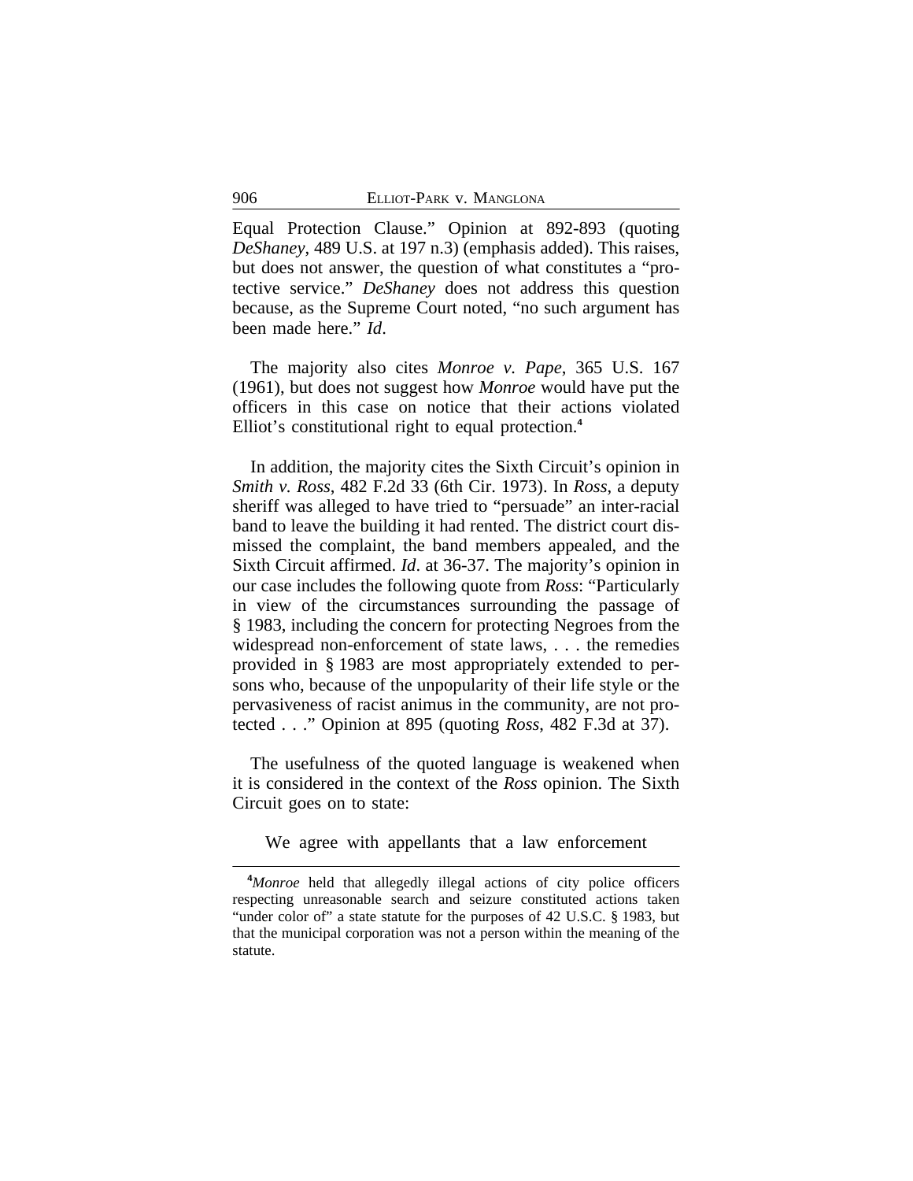Equal Protection Clause." Opinion at 892-893 (quoting *DeShaney*, 489 U.S. at 197 n.3) (emphasis added). This raises, but does not answer, the question of what constitutes a "protective service." *DeShaney* does not address this question because, as the Supreme Court noted, "no such argument has been made here." *Id*.

The majority also cites *Monroe v. Pape*, 365 U.S. 167 (1961), but does not suggest how *Monroe* would have put the officers in this case on notice that their actions violated Elliot's constitutional right to equal protection.[4]

In addition, the majority cites the Sixth Circuit's opinion in *Smith v. Ross*, 482 F.2d 33 (6th Cir. 1973). In *Ross*, a deputy sheriff was alleged to have tried to "persuade" an inter-racial band to leave the building it had rented. The district court dismissed the complaint, the band members appealed, and the Sixth Circuit affirmed. *Id*. at 36-37. The majority's opinion in our case includes the following quote from *Ross*: "Particularly in view of the circumstances surrounding the passage of § 1983, including the concern for protecting Negroes from the widespread non-enforcement of state laws, . . . the remedies provided in § 1983 are most appropriately extended to persons who, because of the unpopularity of their life style or the pervasiveness of racist animus in the community, are not protected . . ." Opinion at 895 (quoting *Ross*, 482 F.3d at 37).

The usefulness of the quoted language is weakened when it is considered in the context of the *Ross* opinion. The Sixth Circuit goes on to state:

> We agree with appellants that a law enforcement

[4]*Monroe* held that allegedly illegal actions of city police officers respecting unreasonable search and seizure constituted actions taken "under color of" a state statute for the purposes of 42 U.S.C. § 1983, but that the municipal corporation was not a person within the meaning of the statute.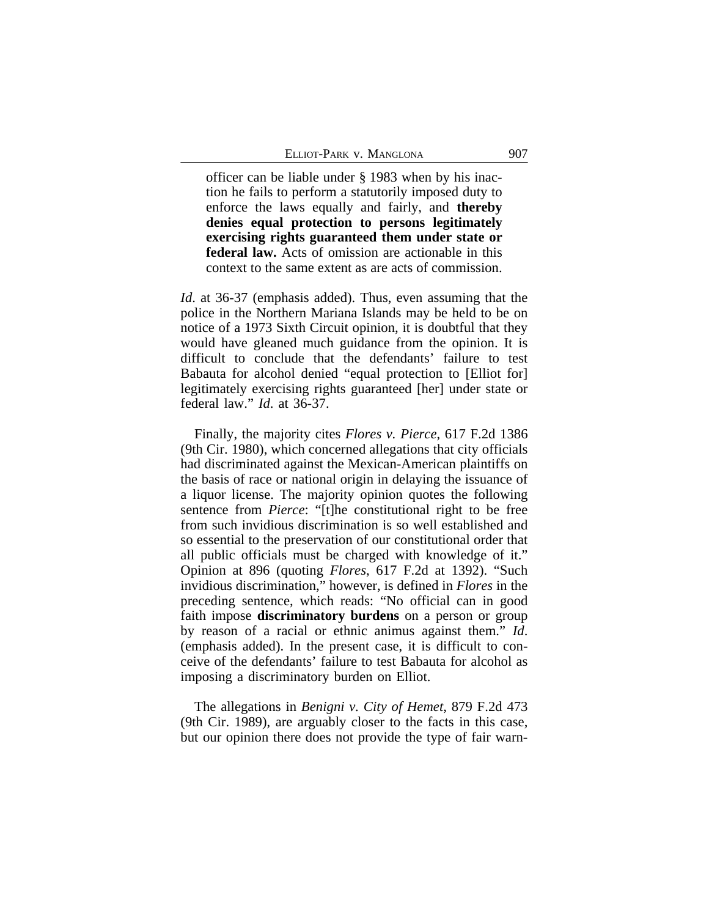> officer can be liable under § 1983 when by his inaction he fails to perform a statutorily imposed duty to enforce the laws equally and fairly, and **thereby denies equal protection to persons legitimately exercising rights guaranteed them under state or federal law.** Acts of omission are actionable in this context to the same extent as are acts of commission.

*Id*. at 36-37 (emphasis added). Thus, even assuming that the police in the Northern Mariana Islands may be held to be on notice of a 1973 Sixth Circuit opinion, it is doubtful that they would have gleaned much guidance from the opinion. It is difficult to conclude that the defendants' failure to test Babauta for alcohol denied "equal protection to [Elliot for] legitimately exercising rights guaranteed [her] under state or federal law." *Id.* at 36-37.

Finally, the majority cites *Flores v. Pierce*, 617 F.2d 1386 (9th Cir. 1980), which concerned allegations that city officials had discriminated against the Mexican-American plaintiffs on the basis of race or national origin in delaying the issuance of a liquor license. The majority opinion quotes the following sentence from *Pierce*: "[t]he constitutional right to be free from such invidious discrimination is so well established and so essential to the preservation of our constitutional order that all public officials must be charged with knowledge of it." Opinion at 896 (quoting *Flores*, 617 F.2d at 1392). "Such invidious discrimination," however, is defined in *Flores* in the preceding sentence, which reads: "No official can in good faith impose **discriminatory burdens** on a person or group by reason of a racial or ethnic animus against them." *Id*. (emphasis added). In the present case, it is difficult to conceive of the defendants' failure to test Babauta for alcohol as imposing a discriminatory burden on Elliot.

The allegations in *Benigni v. City of Hemet*, 879 F.2d 473 (9th Cir. 1989), are arguably closer to the facts in this case, but our opinion there does not provide the type of fair warn-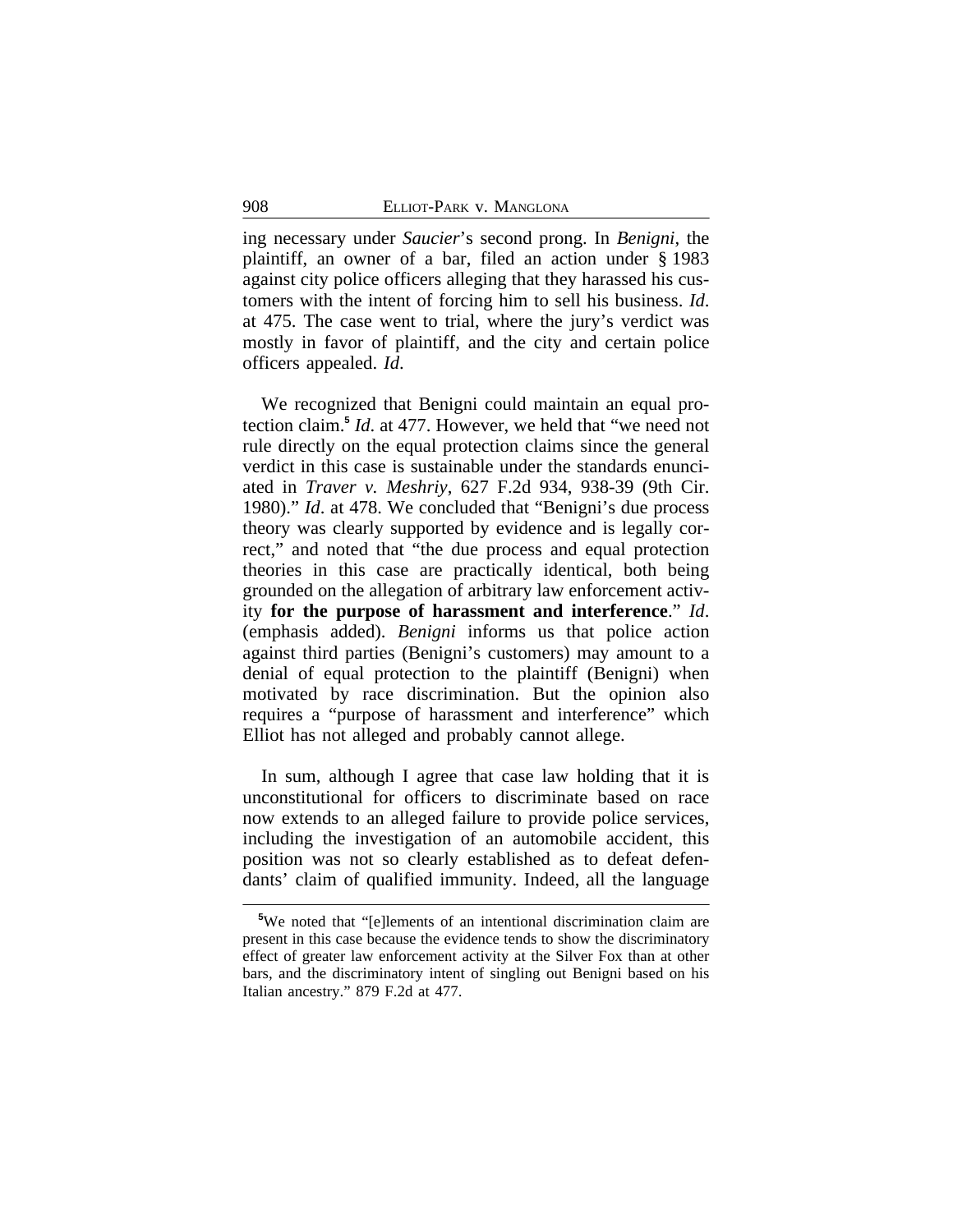ing necessary under *Saucier*'s second prong. In *Benigni*, the plaintiff, an owner of a bar, filed an action under § 1983 against city police officers alleging that they harassed his customers with the intent of forcing him to sell his business. *Id*. at 475. The case went to trial, where the jury's verdict was mostly in favor of plaintiff, and the city and certain police officers appealed. *Id*.

We recognized that Benigni could maintain an equal protection claim.[5] *Id*. at 477. However, we held that "we need not rule directly on the equal protection claims since the general verdict in this case is sustainable under the standards enunciated in *Traver v. Meshriy*, 627 F.2d 934, 938-39 (9th Cir. 1980)." *Id*. at 478. We concluded that "Benigni's due process theory was clearly supported by evidence and is legally correct," and noted that "the due process and equal protection theories in this case are practically identical, both being grounded on the allegation of arbitrary law enforcement activity **for the purpose of harassment and interference**." *Id*. (emphasis added). *Benigni* informs us that police action against third parties (Benigni's customers) may amount to a denial of equal protection to the plaintiff (Benigni) when motivated by race discrimination. But the opinion also requires a "purpose of harassment and interference" which Elliot has not alleged and probably cannot allege.

In sum, although I agree that case law holding that it is unconstitutional for officers to discriminate based on race now extends to an alleged failure to provide police services, including the investigation of an automobile accident, this position was not so clearly established as to defeat defendants' claim of qualified immunity. Indeed, all the language

[5]We noted that "[e]lements of an intentional discrimination claim are present in this case because the evidence tends to show the discriminatory effect of greater law enforcement activity at the Silver Fox than at other bars, and the discriminatory intent of singling out Benigni based on his Italian ancestry." 879 F.2d at 477.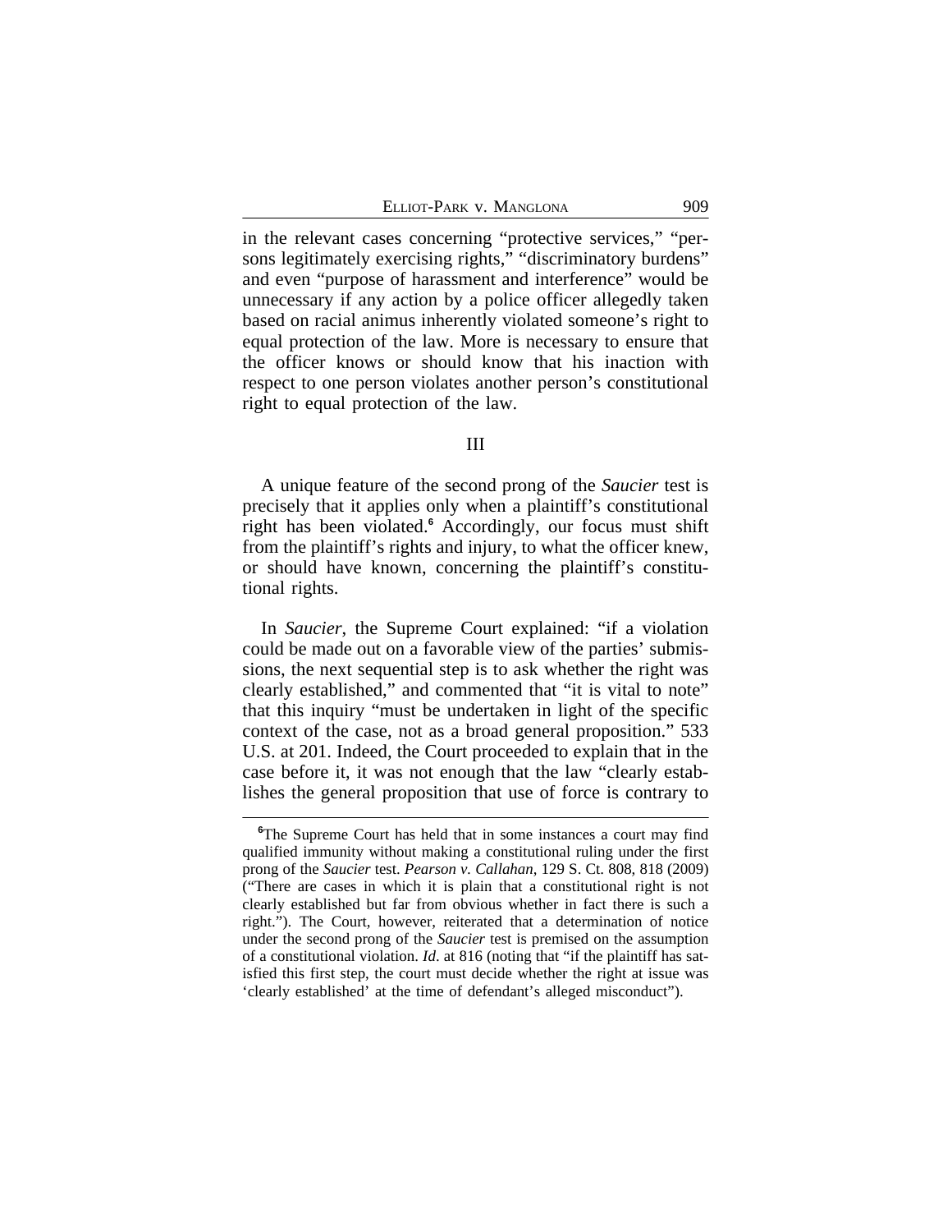in the relevant cases concerning "protective services," "persons legitimately exercising rights," "discriminatory burdens" and even "purpose of harassment and interference" would be unnecessary if any action by a police officer allegedly taken based on racial animus inherently violated someone's right to equal protection of the law. More is necessary to ensure that the officer knows or should know that his inaction with respect to one person violates another person's constitutional right to equal protection of the law.

## III

A unique feature of the second prong of the *Saucier* test is precisely that it applies only when a plaintiff's constitutional right has been violated.[6] Accordingly, our focus must shift from the plaintiff's rights and injury, to what the officer knew, or should have known, concerning the plaintiff's constitutional rights.

In *Saucier*, the Supreme Court explained: "if a violation could be made out on a favorable view of the parties' submissions, the next sequential step is to ask whether the right was clearly established," and commented that "it is vital to note" that this inquiry "must be undertaken in light of the specific context of the case, not as a broad general proposition." 533 U.S. at 201. Indeed, the Court proceeded to explain that in the case before it, it was not enough that the law "clearly establishes the general proposition that use of force is contrary to

---

[6]The Supreme Court has held that in some instances a court may find qualified immunity without making a constitutional ruling under the first prong of the *Saucier* test. *Pearson v. Callahan*, 129 S. Ct. 808, 818 (2009) ("There are cases in which it is plain that a constitutional right is not clearly established but far from obvious whether in fact there is such a right."). The Court, however, reiterated that a determination of notice under the second prong of the *Saucier* test is premised on the assumption of a constitutional violation. *Id*. at 816 (noting that "if the plaintiff has satisfied this first step, the court must decide whether the right at issue was 'clearly established' at the time of defendant's alleged misconduct").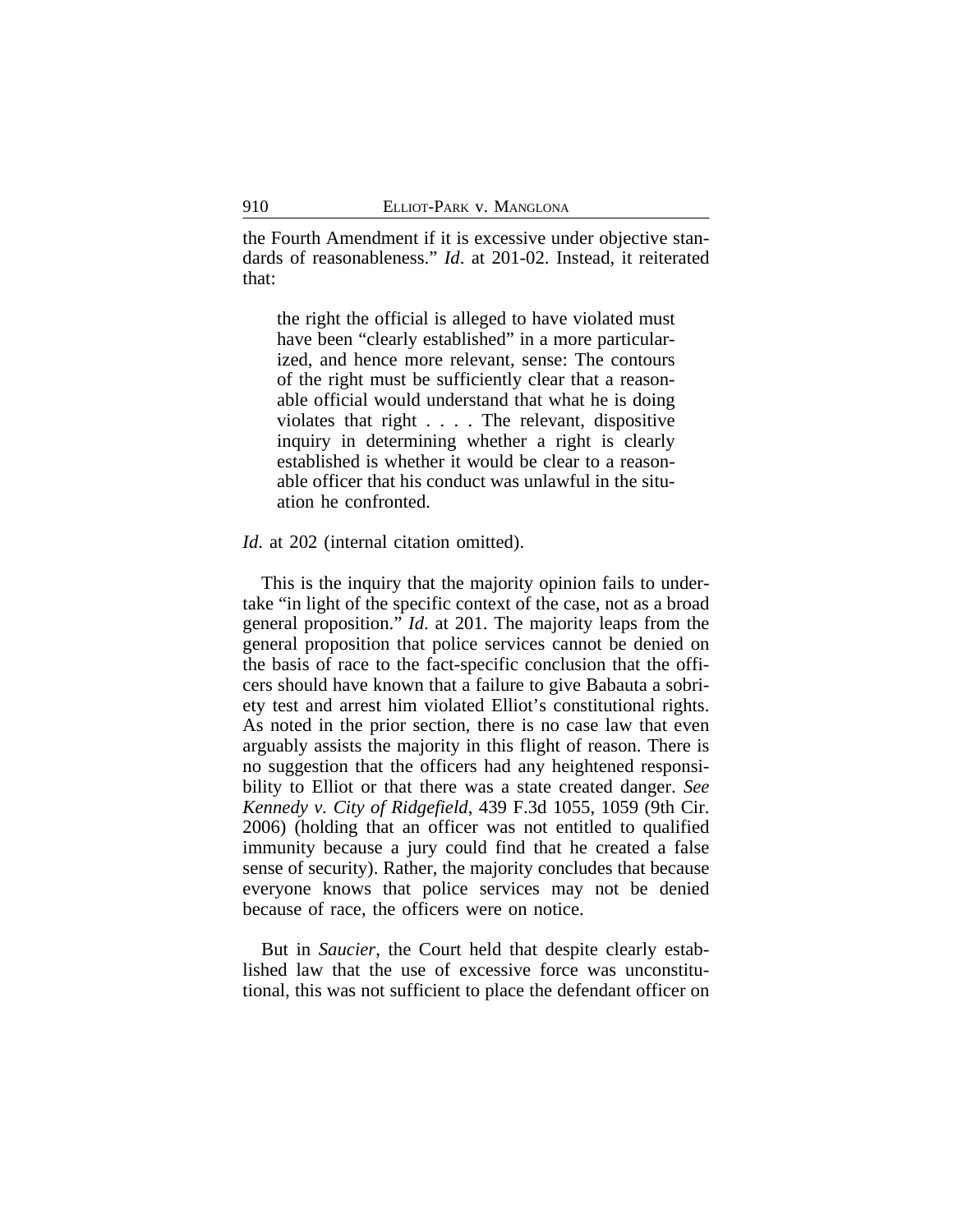the Fourth Amendment if it is excessive under objective standards of reasonableness." *Id*. at 201-02. Instead, it reiterated that:

> the right the official is alleged to have violated must have been "clearly established" in a more particularized, and hence more relevant, sense: The contours of the right must be sufficiently clear that a reasonable official would understand that what he is doing violates that right . . . . The relevant, dispositive inquiry in determining whether a right is clearly established is whether it would be clear to a reasonable officer that his conduct was unlawful in the situation he confronted.

*Id*. at 202 (internal citation omitted).

This is the inquiry that the majority opinion fails to undertake "in light of the specific context of the case, not as a broad general proposition." *Id*. at 201. The majority leaps from the general proposition that police services cannot be denied on the basis of race to the fact-specific conclusion that the officers should have known that a failure to give Babauta a sobriety test and arrest him violated Elliot's constitutional rights. As noted in the prior section, there is no case law that even arguably assists the majority in this flight of reason. There is no suggestion that the officers had any heightened responsibility to Elliot or that there was a state created danger. *See Kennedy v. City of Ridgefield*, 439 F.3d 1055, 1059 (9th Cir. 2006) (holding that an officer was not entitled to qualified immunity because a jury could find that he created a false sense of security). Rather, the majority concludes that because everyone knows that police services may not be denied because of race, the officers were on notice.

But in *Saucier*, the Court held that despite clearly established law that the use of excessive force was unconstitutional, this was not sufficient to place the defendant officer on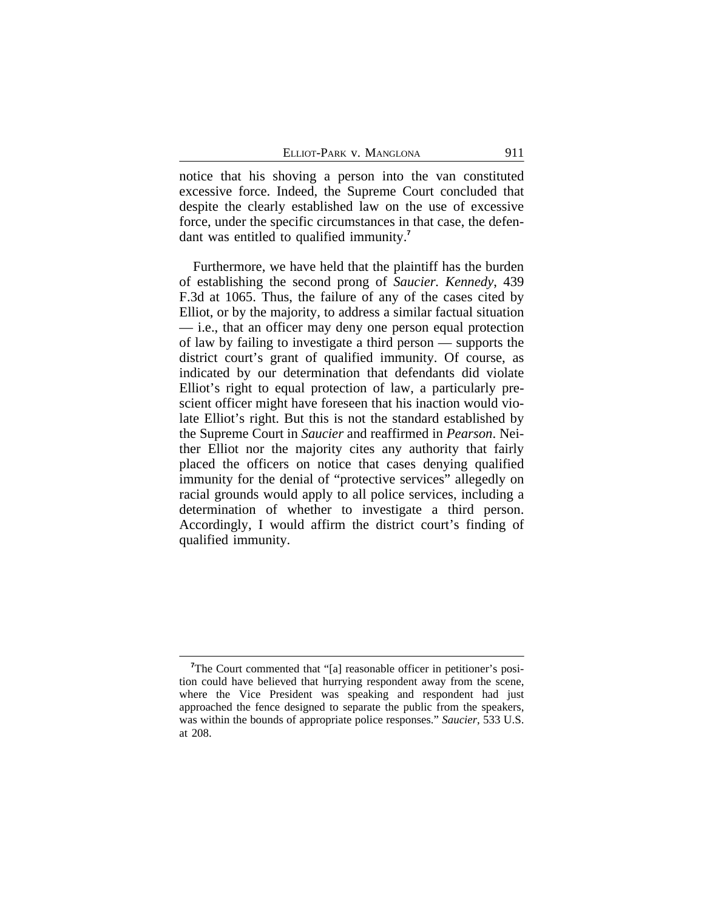notice that his shoving a person into the van constituted excessive force. Indeed, the Supreme Court concluded that despite the clearly established law on the use of excessive force, under the specific circumstances in that case, the defendant was entitled to qualified immunity.[7]

Furthermore, we have held that the plaintiff has the burden of establishing the second prong of *Saucier*. *Kennedy*, 439 F.3d at 1065. Thus, the failure of any of the cases cited by Elliot, or by the majority, to address a similar factual situation — i.e., that an officer may deny one person equal protection of law by failing to investigate a third person — supports the district court's grant of qualified immunity. Of course, as indicated by our determination that defendants did violate Elliot's right to equal protection of law, a particularly prescient officer might have foreseen that his inaction would violate Elliot's right. But this is not the standard established by the Supreme Court in *Saucier* and reaffirmed in *Pearson*. Neither Elliot nor the majority cites any authority that fairly placed the officers on notice that cases denying qualified immunity for the denial of "protective services" allegedly on racial grounds would apply to all police services, including a determination of whether to investigate a third person. Accordingly, I would affirm the district court's finding of qualified immunity.

---

[7]The Court commented that "[a] reasonable officer in petitioner's position could have believed that hurrying respondent away from the scene, where the Vice President was speaking and respondent had just approached the fence designed to separate the public from the speakers, was within the bounds of appropriate police responses." *Saucier*, 533 U.S. at 208.